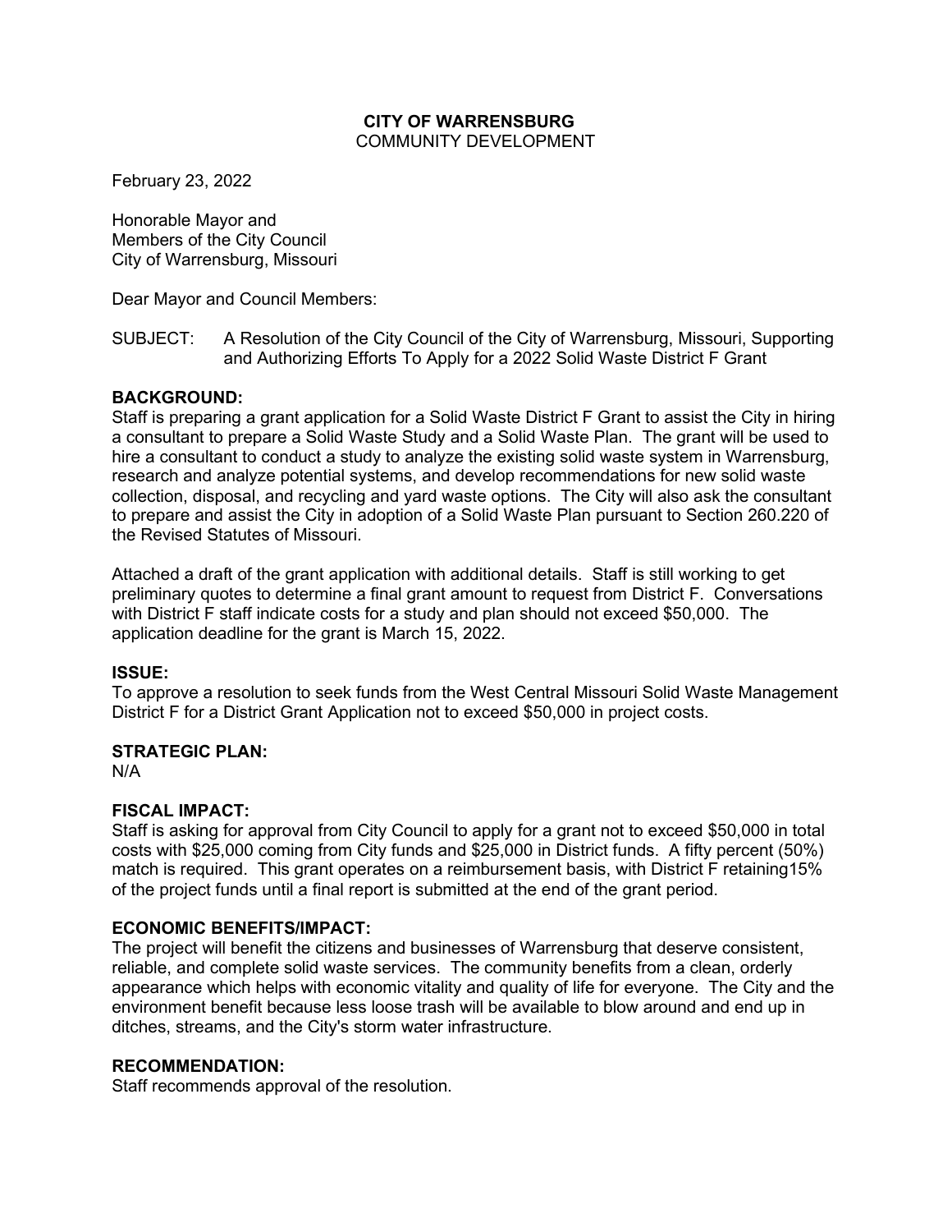**CITY OF WARRENSBURG**
COMMUNITY DEVELOPMENT

February 23, 2022

Honorable Mayor and
Members of the City Council
City of Warrensburg, Missouri

Dear Mayor and Council Members:

SUBJECT: A Resolution of the City Council of the City of Warrensburg, Missouri, Supporting and Authorizing Efforts To Apply for a 2022 Solid Waste District F Grant

**BACKGROUND:**
Staff is preparing a grant application for a Solid Waste District F Grant to assist the City in hiring a consultant to prepare a Solid Waste Study and a Solid Waste Plan. The grant will be used to hire a consultant to conduct a study to analyze the existing solid waste system in Warrensburg, research and analyze potential systems, and develop recommendations for new solid waste collection, disposal, and recycling and yard waste options. The City will also ask the consultant to prepare and assist the City in adoption of a Solid Waste Plan pursuant to Section 260.220 of the Revised Statutes of Missouri.

Attached a draft of the grant application with additional details. Staff is still working to get preliminary quotes to determine a final grant amount to request from District F. Conversations with District F staff indicate costs for a study and plan should not exceed $50,000. The application deadline for the grant is March 15, 2022.

**ISSUE:**
To approve a resolution to seek funds from the West Central Missouri Solid Waste Management District F for a District Grant Application not to exceed $50,000 in project costs.

**STRATEGIC PLAN:**
N/A

**FISCAL IMPACT:**
Staff is asking for approval from City Council to apply for a grant not to exceed $50,000 in total costs with $25,000 coming from City funds and $25,000 in District funds. A fifty percent (50%) match is required. This grant operates on a reimbursement basis, with District F retaining15% of the project funds until a final report is submitted at the end of the grant period.

**ECONOMIC BENEFITS/IMPACT:**
The project will benefit the citizens and businesses of Warrensburg that deserve consistent, reliable, and complete solid waste services. The community benefits from a clean, orderly appearance which helps with economic vitality and quality of life for everyone. The City and the environment benefit because less loose trash will be available to blow around and end up in ditches, streams, and the City's storm water infrastructure.

**RECOMMENDATION:**
Staff recommends approval of the resolution.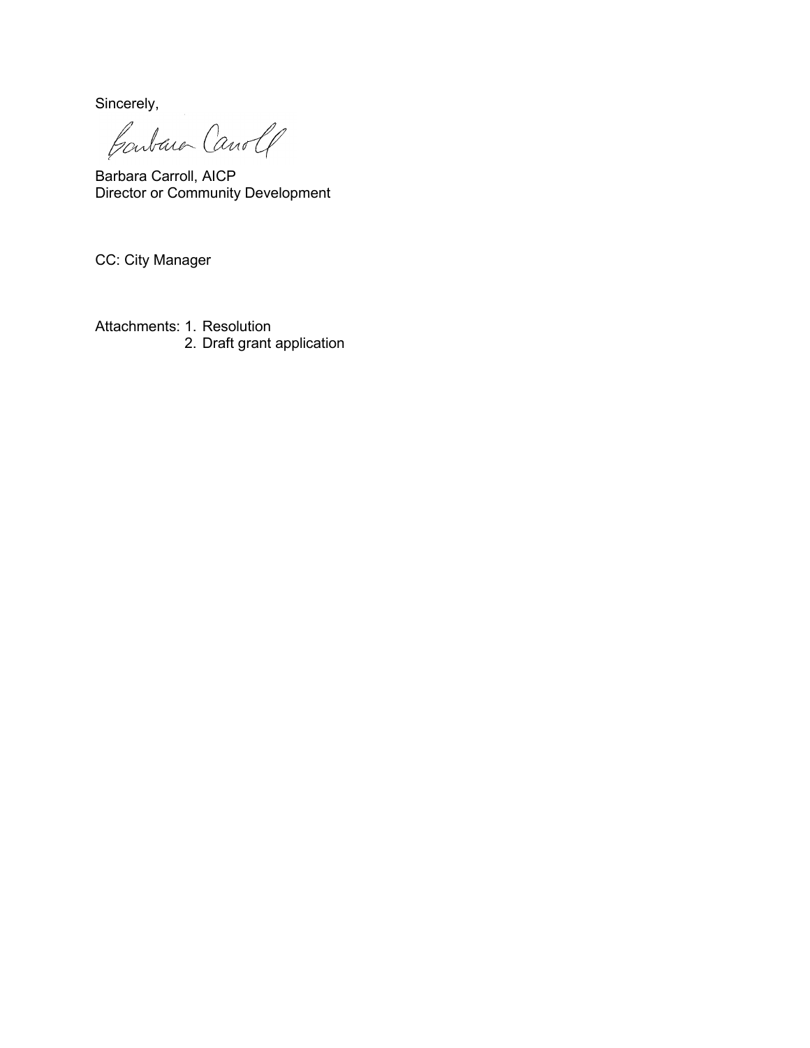Sincerely,

Barbara Carroll

Barbara Carroll, AICP
Director or Community Development

CC: City Manager

Attachments: 1. Resolution
2. Draft grant application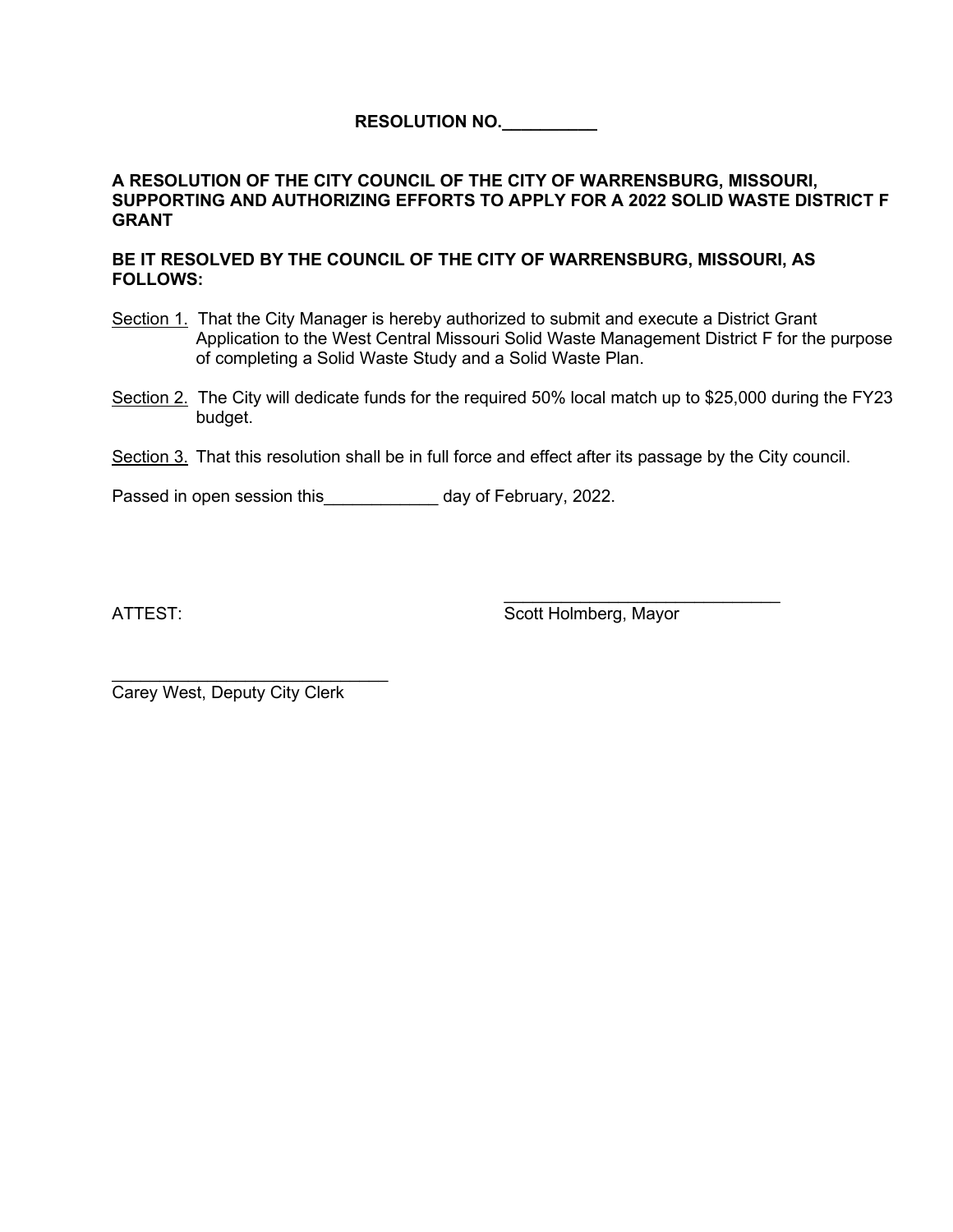# RESOLUTION NO.__________

**A RESOLUTION OF THE CITY COUNCIL OF THE CITY OF WARRENSBURG, MISSOURI, SUPPORTING AND AUTHORIZING EFFORTS TO APPLY FOR A 2022 SOLID WASTE DISTRICT F GRANT**

**BE IT RESOLVED BY THE COUNCIL OF THE CITY OF WARRENSBURG, MISSOURI, AS FOLLOWS:**

<u>Section 1.</u> That the City Manager is hereby authorized to submit and execute a District Grant Application to the West Central Missouri Solid Waste Management District F for the purpose of completing a Solid Waste Study and a Solid Waste Plan.

<u>Section 2.</u> The City will dedicate funds for the required 50% local match up to $25,000 during the FY23 budget.

<u>Section 3.</u> That this resolution shall be in full force and effect after its passage by the City council.

Passed in open session this____________ day of February, 2022.

ATTEST:

______________________________
Scott Holmberg, Mayor

______________________________
Carey West, Deputy City Clerk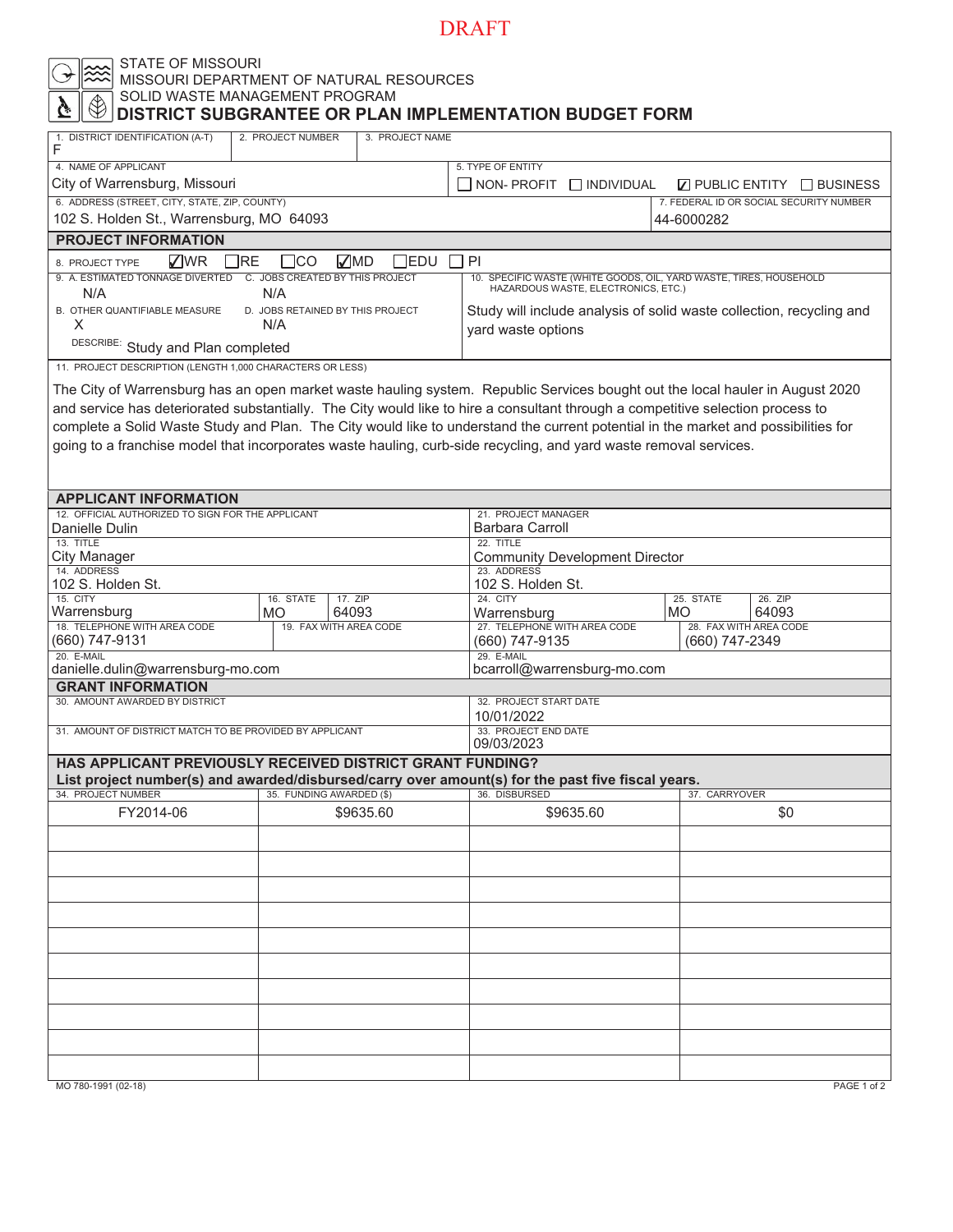DRAFT

STATE OF MISSOURI
MISSOURI DEPARTMENT OF NATURAL RESOURCES
SOLID WASTE MANAGEMENT PROGRAM

# DISTRICT SUBGRANTEE OR PLAN IMPLEMENTATION BUDGET FORM

| 1. DISTRICT IDENTIFICATION (A-T) | 2. PROJECT NUMBER | 3. PROJECT NAME |
|---|---|---|
| F | | |

| 4. NAME OF APPLICANT | 5. TYPE OF ENTITY |
|---|---|
| City of Warrensburg, Missouri | ☐ NON- PROFIT ☐ INDIVIDUAL ☑ PUBLIC ENTITY ☐ BUSINESS |

| 6. ADDRESS (STREET, CITY, STATE, ZIP, COUNTY) | 7. FEDERAL ID OR SOCIAL SECURITY NUMBER |
|---|---|
| 102 S. Holden St., Warrensburg, MO 64093 | 44-6000282 |

## PROJECT INFORMATION

8. PROJECT TYPE ☑ WR ☐ RE ☐ CO ☑ MD ☐ EDU ☐ PI

| 9. A. ESTIMATED TONNAGE DIVERTED | C. JOBS CREATED BY THIS PROJECT | 10. SPECIFIC WASTE (WHITE GOODS, OIL, YARD WASTE, TIRES, HOUSEHOLD HAZARDOUS WASTE, ELECTRONICS, ETC.) |
|---|---|---|
| N/A | N/A | Study will include analysis of solid waste collection, recycling and yard waste options |
| **B. OTHER QUANTIFIABLE MEASURE** | **D. JOBS RETAINED BY THIS PROJECT** | |
| X | N/A | |
| DESCRIBE: Study and Plan completed | | |

11. PROJECT DESCRIPTION (LENGTH 1,000 CHARACTERS OR LESS)

The City of Warrensburg has an open market waste hauling system. Republic Services bought out the local hauler in August 2020 and service has deteriorated substantially. The City would like to hire a consultant through a competitive selection process to complete a Solid Waste Study and Plan. The City would like to understand the current potential in the market and possibilities for going to a franchise model that incorporates waste hauling, curb-side recycling, and yard waste removal services.

## APPLICANT INFORMATION

| 12. OFFICIAL AUTHORIZED TO SIGN FOR THE APPLICANT | | | 21. PROJECT MANAGER | | |
|---|---|---|---|---|---|
| Danielle Dulin | | | Barbara Carroll | | |
| **13. TITLE** | | | **22. TITLE** | | |
| City Manager | | | Community Development Director | | |
| **14. ADDRESS** | | | **23. ADDRESS** | | |
| 102 S. Holden St. | | | 102 S. Holden St. | | |
| **15. CITY** | **16. STATE** | **17. ZIP** | **24. CITY** | **25. STATE** | **26. ZIP** |
| Warrensburg | MO | 64093 | Warrensburg | MO | 64093 |
| **18. TELEPHONE WITH AREA CODE** | **19. FAX WITH AREA CODE** | | **27. TELEPHONE WITH AREA CODE** | **28. FAX WITH AREA CODE** | |
| (660) 747-9131 | | | (660) 747-9135 | (660) 747-2349 | |
| **20. E-MAIL** | | | **29. E-MAIL** | | |
| danielle.dulin@warrensburg-mo.com | | | bcarroll@warrensburg-mo.com | | |

## GRANT INFORMATION

| 30. AMOUNT AWARDED BY DISTRICT | 32. PROJECT START DATE |
|---|---|
| | 10/01/2022 |
| **31. AMOUNT OF DISTRICT MATCH TO BE PROVIDED BY APPLICANT** | **33. PROJECT END DATE** |
| | 09/03/2023 |

## HAS APPLICANT PREVIOUSLY RECEIVED DISTRICT GRANT FUNDING?

**List project number(s) and awarded/disbursed/carry over amount(s) for the past five fiscal years.**

| 34. PROJECT NUMBER | 35. FUNDING AWARDED ($) | 36. DISBURSED | 37. CARRYOVER |
|---|---|---|---|
| FY2014-06 | $9635.60 | $9635.60 | $0 |
| | | | |
| | | | |
| | | | |
| | | | |
| | | | |
| | | | |
| | | | |
| | | | |
| | | | |
| | | | |

MO 780-1991 (02-18)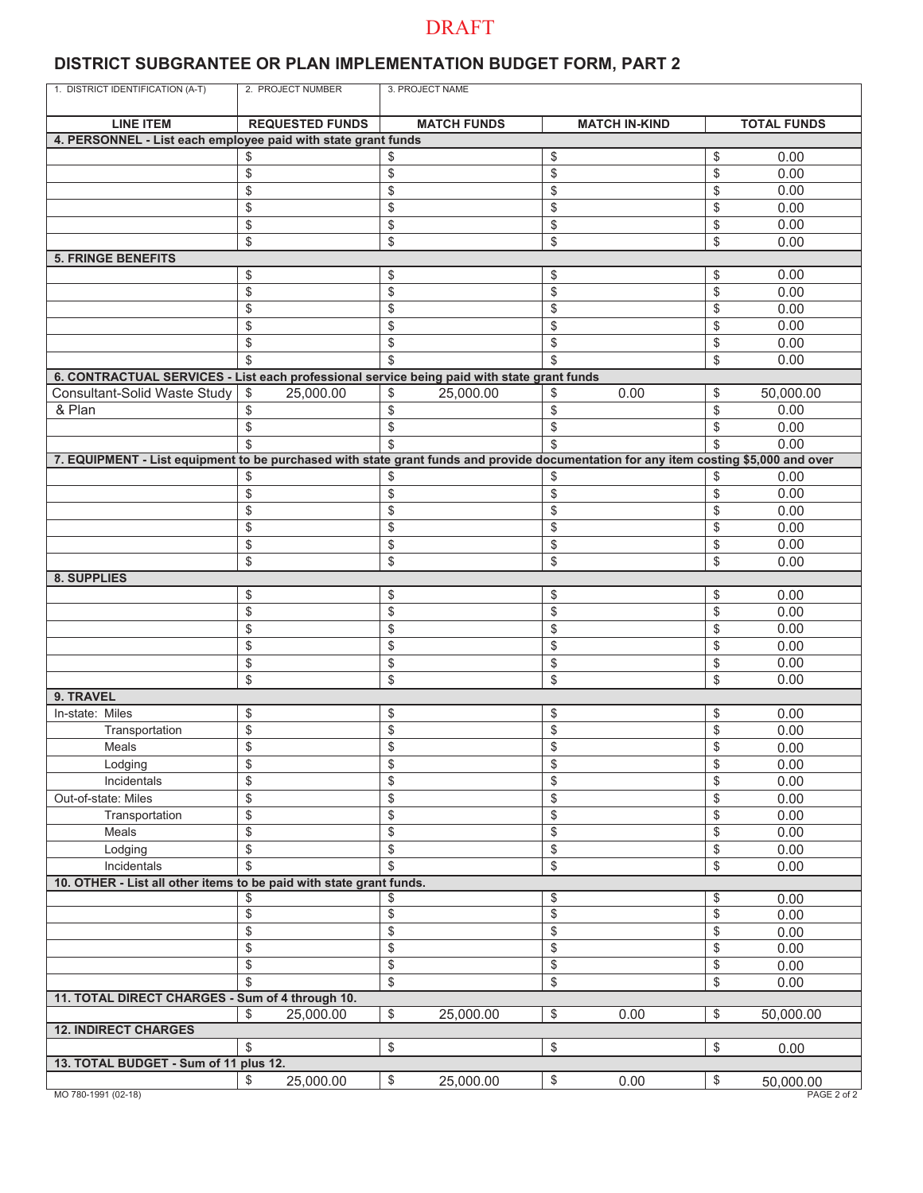DRAFT

# DISTRICT SUBGRANTEE OR PLAN IMPLEMENTATION BUDGET FORM, PART 2

| 1. DISTRICT IDENTIFICATION (A-T) | 2. PROJECT NUMBER | 3. PROJECT NAME | | |
|---|---|---|---|---|
| | | | | |

| LINE ITEM | REQUESTED FUNDS | MATCH FUNDS | MATCH IN-KIND | TOTAL FUNDS |
|---|---|---|---|---|
| **4. PERSONNEL - List each employee paid with state grant funds** | | | | |
| | $ | $ | $ | $ 0.00 |
| | $ | $ | $ | $ 0.00 |
| | $ | $ | $ | $ 0.00 |
| | $ | $ | $ | $ 0.00 |
| | $ | $ | $ | $ 0.00 |
| | $ | $ | $ | $ 0.00 |
| **5. FRINGE BENEFITS** | | | | |
| | $ | $ | $ | $ 0.00 |
| | $ | $ | $ | $ 0.00 |
| | $ | $ | $ | $ 0.00 |
| | $ | $ | $ | $ 0.00 |
| | $ | $ | $ | $ 0.00 |
| | $ | $ | $ | $ 0.00 |
| **6. CONTRACTUAL SERVICES - List each professional service being paid with state grant funds** | | | | |
| Consultant-Solid Waste Study | $ 25,000.00 | $ 25,000.00 | $ 0.00 | $ 50,000.00 |
| & Plan | $ | $ | $ | $ 0.00 |
| | $ | $ | $ | $ 0.00 |
| | $ | $ | $ | $ 0.00 |
| **7. EQUIPMENT - List equipment to be purchased with state grant funds and provide documentation for any item costing $5,000 and over** | | | | |
| | $ | $ | $ | $ 0.00 |
| | $ | $ | $ | $ 0.00 |
| | $ | $ | $ | $ 0.00 |
| | $ | $ | $ | $ 0.00 |
| | $ | $ | $ | $ 0.00 |
| | $ | $ | $ | $ 0.00 |
| **8. SUPPLIES** | | | | |
| | $ | $ | $ | $ 0.00 |
| | $ | $ | $ | $ 0.00 |
| | $ | $ | $ | $ 0.00 |
| | $ | $ | $ | $ 0.00 |
| | $ | $ | $ | $ 0.00 |
| | $ | $ | $ | $ 0.00 |
| **9. TRAVEL** | | | | |
| In-state: Miles | $ | $ | $ | $ 0.00 |
| Transportation | $ | $ | $ | $ 0.00 |
| Meals | $ | $ | $ | $ 0.00 |
| Lodging | $ | $ | $ | $ 0.00 |
| Incidentals | $ | $ | $ | $ 0.00 |
| Out-of-state: Miles | $ | $ | $ | $ 0.00 |
| Transportation | $ | $ | $ | $ 0.00 |
| Meals | $ | $ | $ | $ 0.00 |
| Lodging | $ | $ | $ | $ 0.00 |
| Incidentals | $ | $ | $ | $ 0.00 |
| **10. OTHER - List all other items to be paid with state grant funds.** | | | | |
| | $ | $ | $ | $ 0.00 |
| | $ | $ | $ | $ 0.00 |
| | $ | $ | $ | $ 0.00 |
| | $ | $ | $ | $ 0.00 |
| | $ | $ | $ | $ 0.00 |
| | $ | $ | $ | $ 0.00 |
| **11. TOTAL DIRECT CHARGES - Sum of 4 through 10.** | | | | |
| | $ 25,000.00 | $ 25,000.00 | $ 0.00 | $ 50,000.00 |
| **12. INDIRECT CHARGES** | | | | |
| | $ | $ | $ | $ 0.00 |
| **13. TOTAL BUDGET - Sum of 11 plus 12.** | | | | |
| | $ 25,000.00 | $ 25,000.00 | $ 0.00 | $ 50,000.00 |

MO 780-1991 (02-18)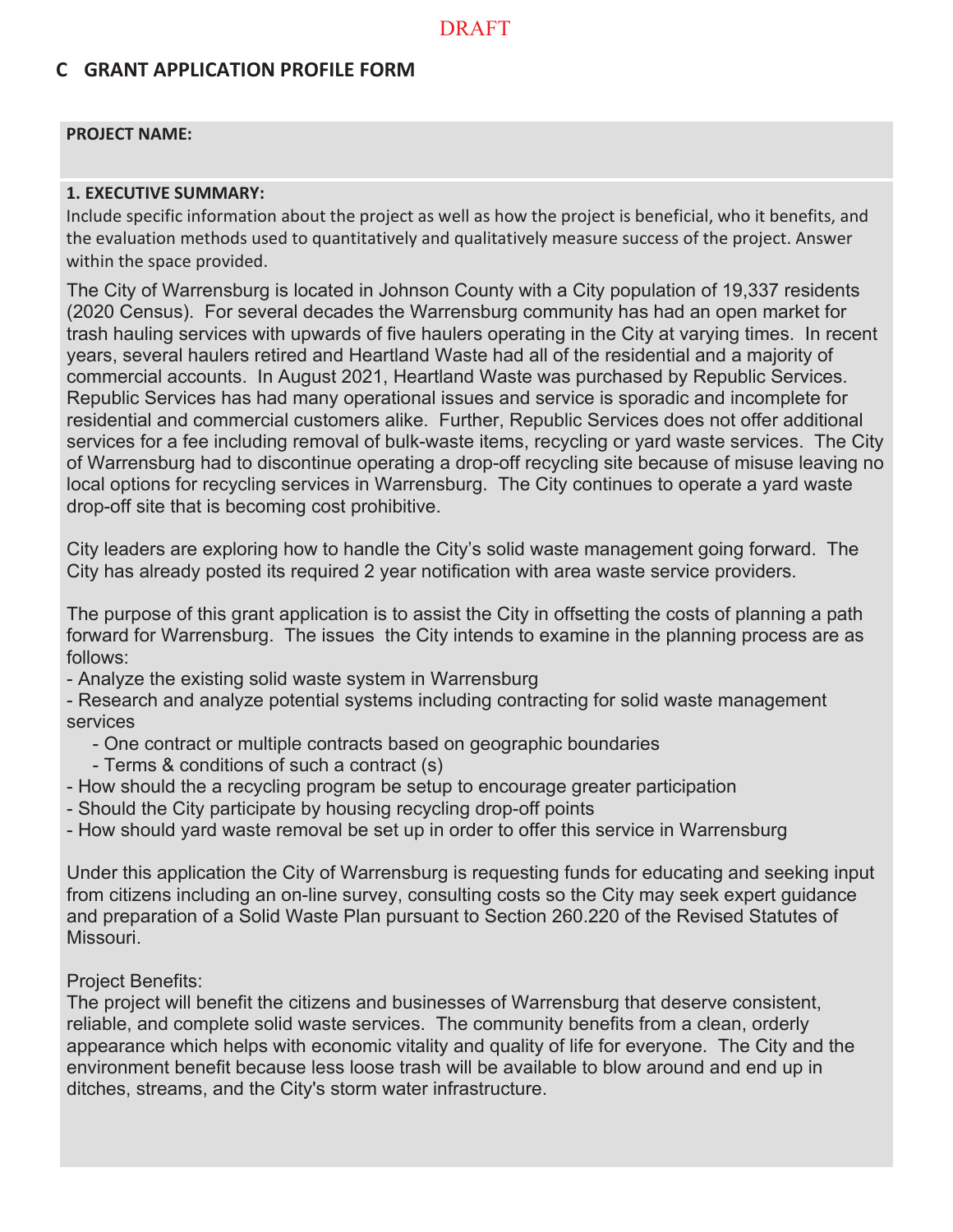DRAFT

## C GRANT APPLICATION PROFILE FORM

**PROJECT NAME:**

**1. EXECUTIVE SUMMARY:**

Include specific information about the project as well as how the project is beneficial, who it benefits, and the evaluation methods used to quantitatively and qualitatively measure success of the project. Answer within the space provided.

The City of Warrensburg is located in Johnson County with a City population of 19,337 residents (2020 Census). For several decades the Warrensburg community has had an open market for trash hauling services with upwards of five haulers operating in the City at varying times. In recent years, several haulers retired and Heartland Waste had all of the residential and a majority of commercial accounts. In August 2021, Heartland Waste was purchased by Republic Services. Republic Services has had many operational issues and service is sporadic and incomplete for residential and commercial customers alike. Further, Republic Services does not offer additional services for a fee including removal of bulk-waste items, recycling or yard waste services. The City of Warrensburg had to discontinue operating a drop-off recycling site because of misuse leaving no local options for recycling services in Warrensburg. The City continues to operate a yard waste drop-off site that is becoming cost prohibitive.

City leaders are exploring how to handle the City's solid waste management going forward. The City has already posted its required 2 year notification with area waste service providers.

The purpose of this grant application is to assist the City in offsetting the costs of planning a path forward for Warrensburg. The issues the City intends to examine in the planning process are as follows:

- Analyze the existing solid waste system in Warrensburg
- Research and analyze potential systems including contracting for solid waste management services
  - One contract or multiple contracts based on geographic boundaries
  - Terms & conditions of such a contract (s)
- How should the a recycling program be setup to encourage greater participation
- Should the City participate by housing recycling drop-off points
- How should yard waste removal be set up in order to offer this service in Warrensburg

Under this application the City of Warrensburg is requesting funds for educating and seeking input from citizens including an on-line survey, consulting costs so the City may seek expert guidance and preparation of a Solid Waste Plan pursuant to Section 260.220 of the Revised Statutes of Missouri.

Project Benefits:

The project will benefit the citizens and businesses of Warrensburg that deserve consistent, reliable, and complete solid waste services. The community benefits from a clean, orderly appearance which helps with economic vitality and quality of life for everyone. The City and the environment benefit because less loose trash will be available to blow around and end up in ditches, streams, and the City's storm water infrastructure.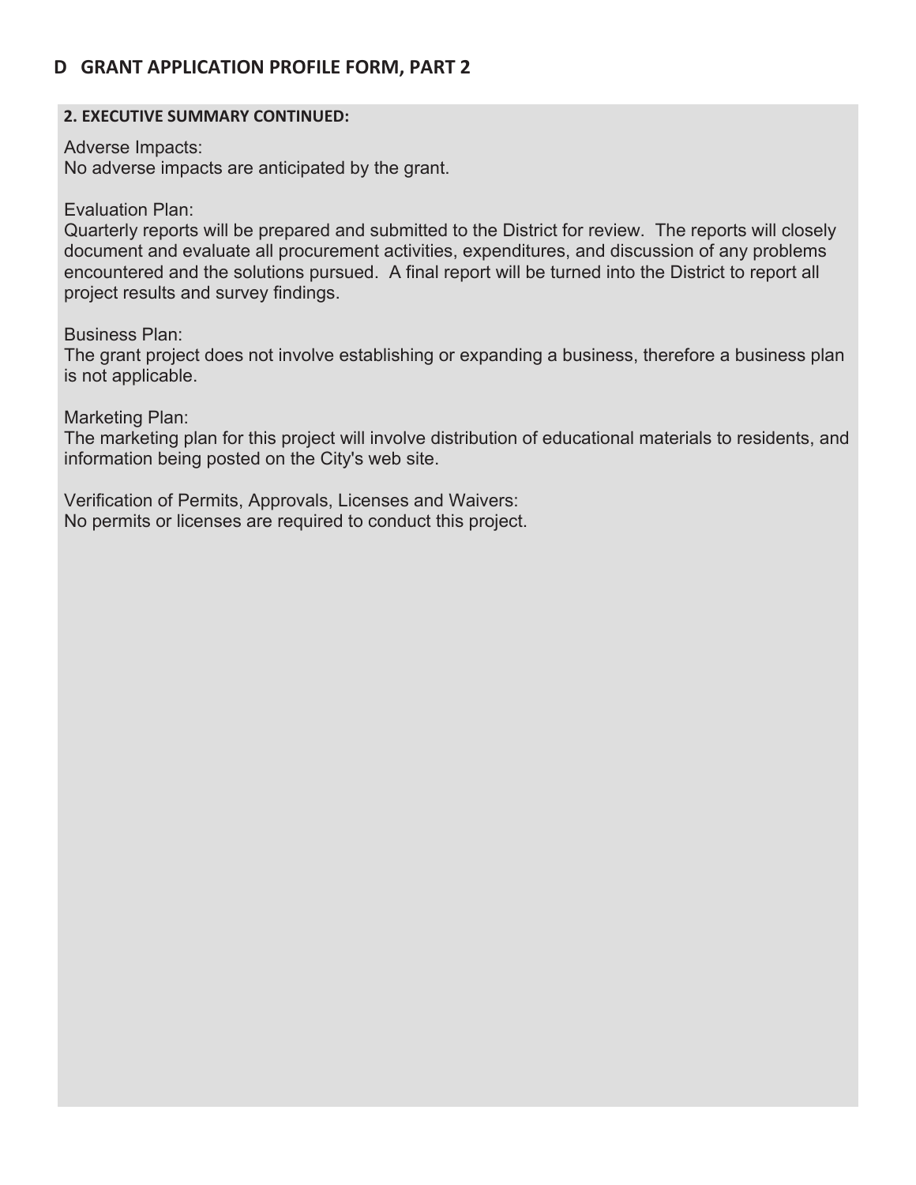## D GRANT APPLICATION PROFILE FORM, PART 2

**2. EXECUTIVE SUMMARY CONTINUED:**

Adverse Impacts:
No adverse impacts are anticipated by the grant.

Evaluation Plan:
Quarterly reports will be prepared and submitted to the District for review. The reports will closely document and evaluate all procurement activities, expenditures, and discussion of any problems encountered and the solutions pursued. A final report will be turned into the District to report all project results and survey findings.

Business Plan:
The grant project does not involve establishing or expanding a business, therefore a business plan is not applicable.

Marketing Plan:
The marketing plan for this project will involve distribution of educational materials to residents, and information being posted on the City's web site.

Verification of Permits, Approvals, Licenses and Waivers:
No permits or licenses are required to conduct this project.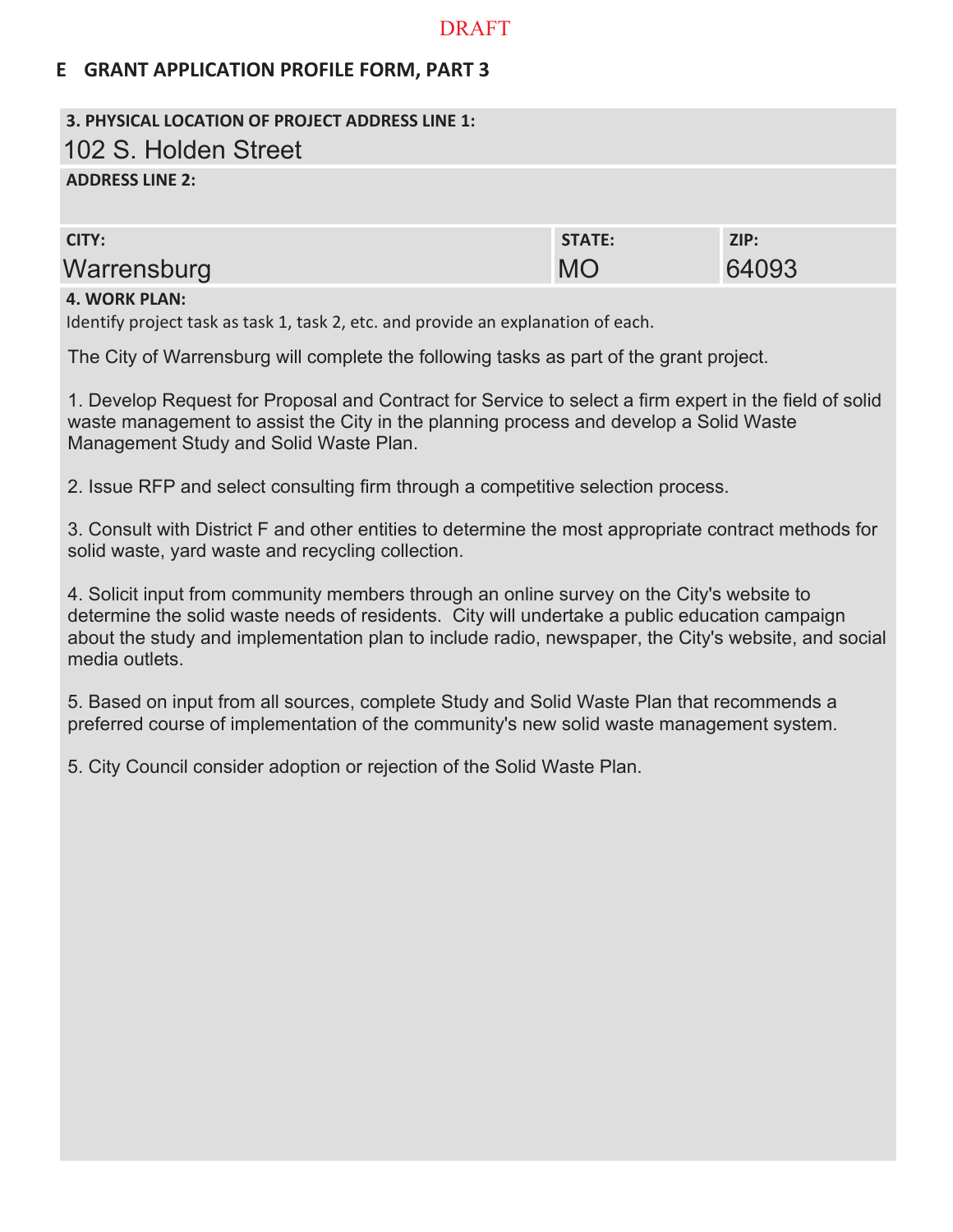DRAFT

## E GRANT APPLICATION PROFILE FORM, PART 3

**3. PHYSICAL LOCATION OF PROJECT ADDRESS LINE 1:**

102 S. Holden Street

**ADDRESS LINE 2:**

| CITY: | STATE: | ZIP: |
|---|---|---|
| Warrensburg | MO | 64093 |

**4. WORK PLAN:**

Identify project task as task 1, task 2, etc. and provide an explanation of each.

The City of Warrensburg will complete the following tasks as part of the grant project.

1. Develop Request for Proposal and Contract for Service to select a firm expert in the field of solid waste management to assist the City in the planning process and develop a Solid Waste Management Study and Solid Waste Plan.

2. Issue RFP and select consulting firm through a competitive selection process.

3. Consult with District F and other entities to determine the most appropriate contract methods for solid waste, yard waste and recycling collection.

4. Solicit input from community members through an online survey on the City's website to determine the solid waste needs of residents. City will undertake a public education campaign about the study and implementation plan to include radio, newspaper, the City's website, and social media outlets.

5. Based on input from all sources, complete Study and Solid Waste Plan that recommends a preferred course of implementation of the community's new solid waste management system.

5. City Council consider adoption or rejection of the Solid Waste Plan.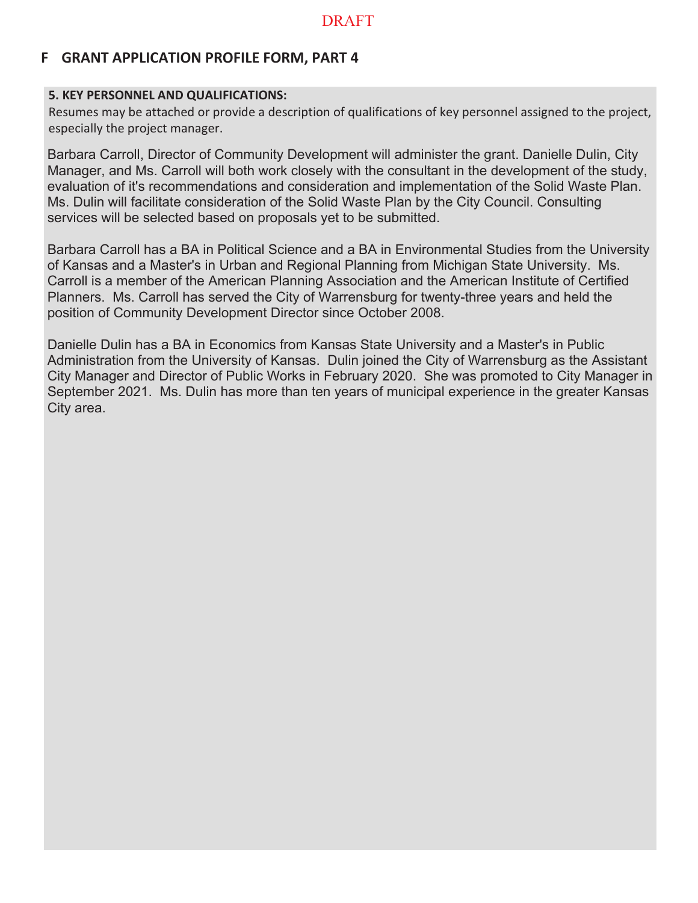DRAFT

## F GRANT APPLICATION PROFILE FORM, PART 4

**5. KEY PERSONNEL AND QUALIFICATIONS:**

Resumes may be attached or provide a description of qualifications of key personnel assigned to the project, especially the project manager.

Barbara Carroll, Director of Community Development will administer the grant. Danielle Dulin, City Manager, and Ms. Carroll will both work closely with the consultant in the development of the study, evaluation of it's recommendations and consideration and implementation of the Solid Waste Plan. Ms. Dulin will facilitate consideration of the Solid Waste Plan by the City Council. Consulting services will be selected based on proposals yet to be submitted.

Barbara Carroll has a BA in Political Science and a BA in Environmental Studies from the University of Kansas and a Master's in Urban and Regional Planning from Michigan State University. Ms. Carroll is a member of the American Planning Association and the American Institute of Certified Planners. Ms. Carroll has served the City of Warrensburg for twenty-three years and held the position of Community Development Director since October 2008.

Danielle Dulin has a BA in Economics from Kansas State University and a Master's in Public Administration from the University of Kansas. Dulin joined the City of Warrensburg as the Assistant City Manager and Director of Public Works in February 2020. She was promoted to City Manager in September 2021. Ms. Dulin has more than ten years of municipal experience in the greater Kansas City area.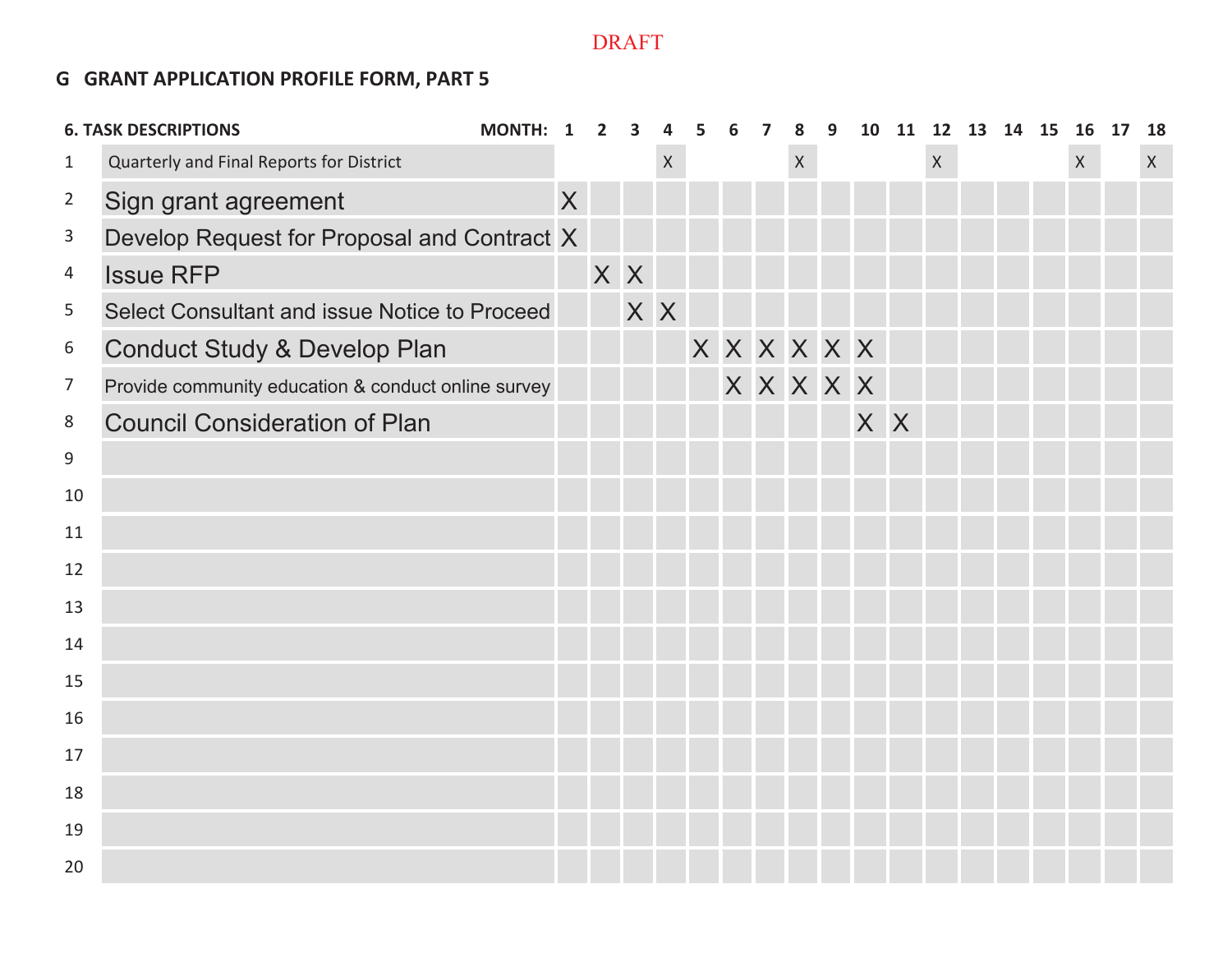DRAFT

## G GRANT APPLICATION PROFILE FORM, PART 5

| 6. TASK DESCRIPTIONS | | MONTH: 1 | 2 | 3 | 4 | 5 | 6 | 7 | 8 | 9 | 10 | 11 | 12 | 13 | 14 | 15 | 16 | 17 | 18 |
|---|---|---|---|---|---|---|---|---|---|---|---|---|---|---|---|---|---|---|---|
| 1 | Quarterly and Final Reports for District | | | | X | | | | X | | | | X | | | | X | | X |
| 2 | Sign grant agreement | X | | | | | | | | | | | | | | | | | |
| 3 | Develop Request for Proposal and Contract | X | | | | | | | | | | | | | | | | | |
| 4 | Issue RFP | | X | X | | | | | | | | | | | | | | | |
| 5 | Select Consultant and issue Notice to Proceed | | | X | X | | | | | | | | | | | | | | |
| 6 | Conduct Study & Develop Plan | | | | | X | X | X | X | X | X | | | | | | | | |
| 7 | Provide community education & conduct online survey | | | | | | X | X | X | X | X | | | | | | | | |
| 8 | Council Consideration of Plan | | | | | | | | | | X | X | | | | | | | |
| 9 | | | | | | | | | | | | | | | | | | | |
| 10 | | | | | | | | | | | | | | | | | | | |
| 11 | | | | | | | | | | | | | | | | | | | |
| 12 | | | | | | | | | | | | | | | | | | | |
| 13 | | | | | | | | | | | | | | | | | | | |
| 14 | | | | | | | | | | | | | | | | | | | |
| 15 | | | | | | | | | | | | | | | | | | | |
| 16 | | | | | | | | | | | | | | | | | | | |
| 17 | | | | | | | | | | | | | | | | | | | |
| 18 | | | | | | | | | | | | | | | | | | | |
| 19 | | | | | | | | | | | | | | | | | | | |
| 20 | | | | | | | | | | | | | | | | | | | |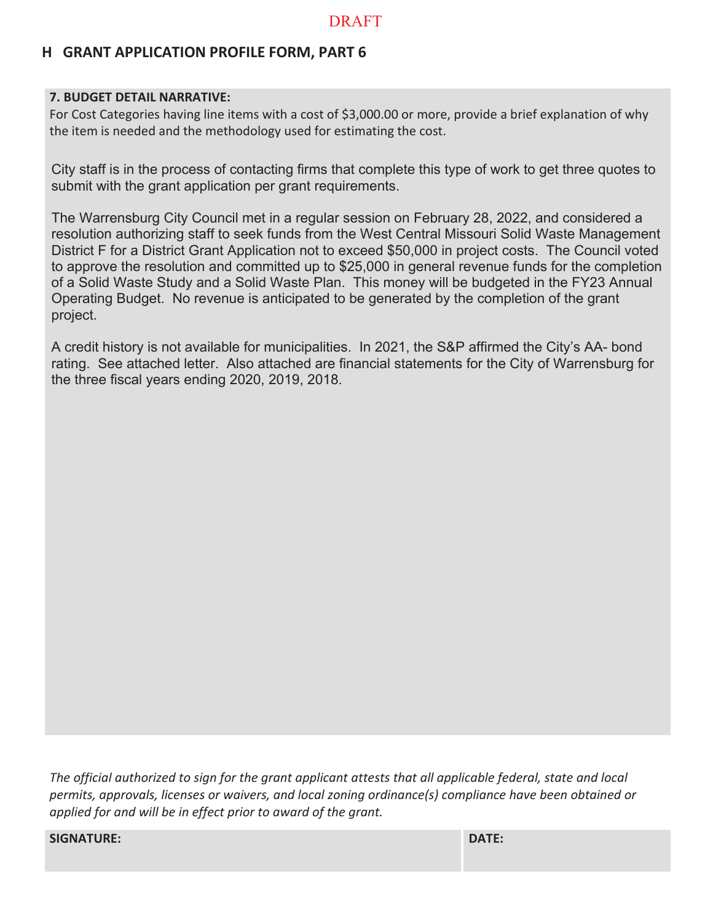DRAFT

## H GRANT APPLICATION PROFILE FORM, PART 6

**7. BUDGET DETAIL NARRATIVE:**

For Cost Categories having line items with a cost of $3,000.00 or more, provide a brief explanation of why the item is needed and the methodology used for estimating the cost.

City staff is in the process of contacting firms that complete this type of work to get three quotes to submit with the grant application per grant requirements.

The Warrensburg City Council met in a regular session on February 28, 2022, and considered a resolution authorizing staff to seek funds from the West Central Missouri Solid Waste Management District F for a District Grant Application not to exceed $50,000 in project costs. The Council voted to approve the resolution and committed up to $25,000 in general revenue funds for the completion of a Solid Waste Study and a Solid Waste Plan. This money will be budgeted in the FY23 Annual Operating Budget. No revenue is anticipated to be generated by the completion of the grant project.

A credit history is not available for municipalities. In 2021, the S&P affirmed the City's AA- bond rating. See attached letter. Also attached are financial statements for the City of Warrensburg for the three fiscal years ending 2020, 2019, 2018.

*The official authorized to sign for the grant applicant attests that all applicable federal, state and local permits, approvals, licenses or waivers, and local zoning ordinance(s) compliance have been obtained or applied for and will be in effect prior to award of the grant.*

| SIGNATURE: | DATE: |
|---|---|
| | |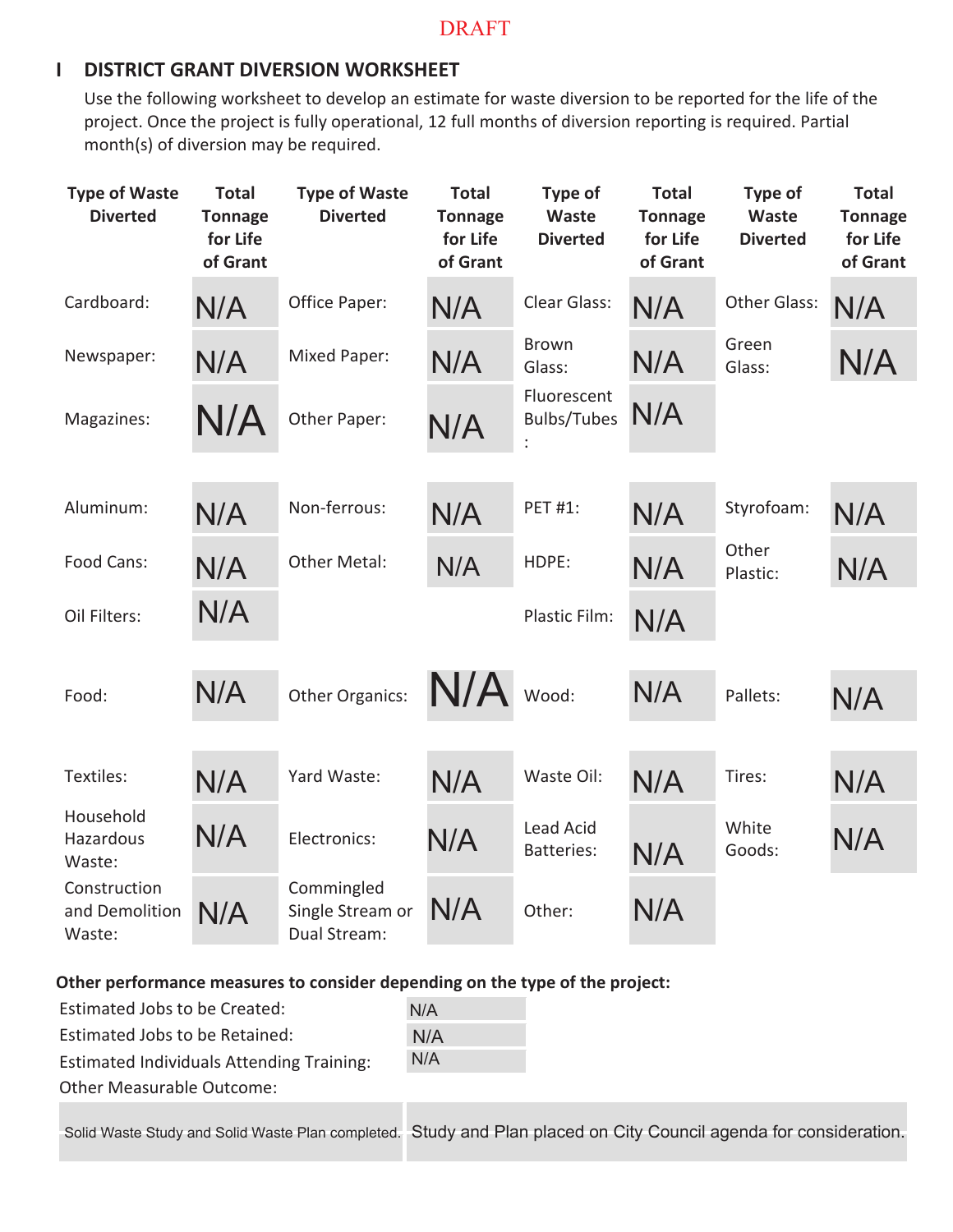DRAFT

## I DISTRICT GRANT DIVERSION WORKSHEET

Use the following worksheet to develop an estimate for waste diversion to be reported for the life of the project. Once the project is fully operational, 12 full months of diversion reporting is required. Partial month(s) of diversion may be required.

| Type of Waste Diverted | Total Tonnage for Life of Grant | Type of Waste Diverted | Total Tonnage for Life of Grant | Type of Waste Diverted | Total Tonnage for Life of Grant | Type of Waste Diverted | Total Tonnage for Life of Grant |
|---|---|---|---|---|---|---|---|
| Cardboard: | N/A | Office Paper: | N/A | Clear Glass: | N/A | Other Glass: | N/A |
| Newspaper: | N/A | Mixed Paper: | N/A | Brown Glass: | N/A | Green Glass: | N/A |
| Magazines: | N/A | Other Paper: | N/A | Fluorescent Bulbs/Tubes: | N/A | | |
| Aluminum: | N/A | Non-ferrous: | N/A | PET #1: | N/A | Styrofoam: | N/A |
| Food Cans: | N/A | Other Metal: | N/A | HDPE: | N/A | Other Plastic: | N/A |
| Oil Filters: | N/A | | | Plastic Film: | N/A | | |
| Food: | N/A | Other Organics: | N/A | Wood: | N/A | Pallets: | N/A |
| Textiles: | N/A | Yard Waste: | N/A | Waste Oil: | N/A | Tires: | N/A |
| Household Hazardous Waste: | N/A | Electronics: | N/A | Lead Acid Batteries: | N/A | White Goods: | N/A |
| Construction and Demolition Waste: | N/A | Commingled Single Stream or Dual Stream: | N/A | Other: | N/A | | |

**Other performance measures to consider depending on the type of the project:**

| | |
|---|---|
| Estimated Jobs to be Created: | N/A |
| Estimated Jobs to be Retained: | N/A |
| Estimated Individuals Attending Training: | N/A |
| Other Measurable Outcome: | |
| Solid Waste Study and Solid Waste Plan completed. | Study and Plan placed on City Council agenda for consideration. |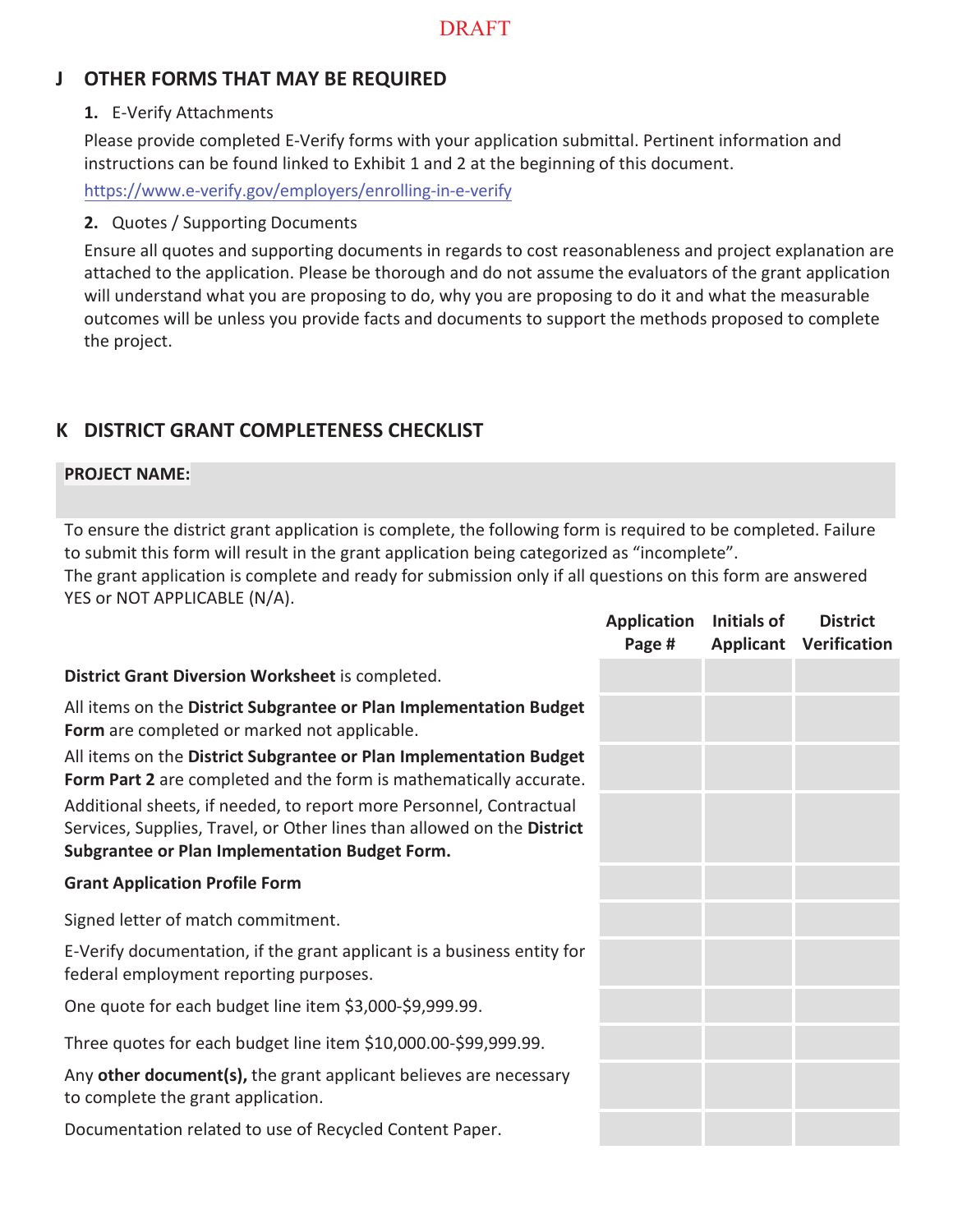DRAFT

## J OTHER FORMS THAT MAY BE REQUIRED

**1.** E-Verify Attachments

Please provide completed E-Verify forms with your application submittal. Pertinent information and instructions can be found linked to Exhibit 1 and 2 at the beginning of this document.

https://www.e-verify.gov/employers/enrolling-in-e-verify

**2.** Quotes / Supporting Documents

Ensure all quotes and supporting documents in regards to cost reasonableness and project explanation are attached to the application. Please be thorough and do not assume the evaluators of the grant application will understand what you are proposing to do, why you are proposing to do it and what the measurable outcomes will be unless you provide facts and documents to support the methods proposed to complete the project.

## K DISTRICT GRANT COMPLETENESS CHECKLIST

**PROJECT NAME:**

To ensure the district grant application is complete, the following form is required to be completed. Failure to submit this form will result in the grant application being categorized as "incomplete".
The grant application is complete and ready for submission only if all questions on this form are answered YES or NOT APPLICABLE (N/A).

| | Application Page # | Initials of Applicant | District Verification |
|---|---|---|---|
| **District Grant Diversion Worksheet** is completed. | | | |
| All items on the **District Subgrantee or Plan Implementation Budget Form** are completed or marked not applicable. | | | |
| All items on the **District Subgrantee or Plan Implementation Budget Form Part 2** are completed and the form is mathematically accurate. | | | |
| Additional sheets, if needed, to report more Personnel, Contractual Services, Supplies, Travel, or Other lines than allowed on the **District Subgrantee or Plan Implementation Budget Form.** | | | |
| **Grant Application Profile Form** | | | |
| Signed letter of match commitment. | | | |
| E-Verify documentation, if the grant applicant is a business entity for federal employment reporting purposes. | | | |
| One quote for each budget line item $3,000-$9,999.99. | | | |
| Three quotes for each budget line item $10,000.00-$99,999.99. | | | |
| Any **other document(s),** the grant applicant believes are necessary to complete the grant application. | | | |
| Documentation related to use of Recycled Content Paper. | | | |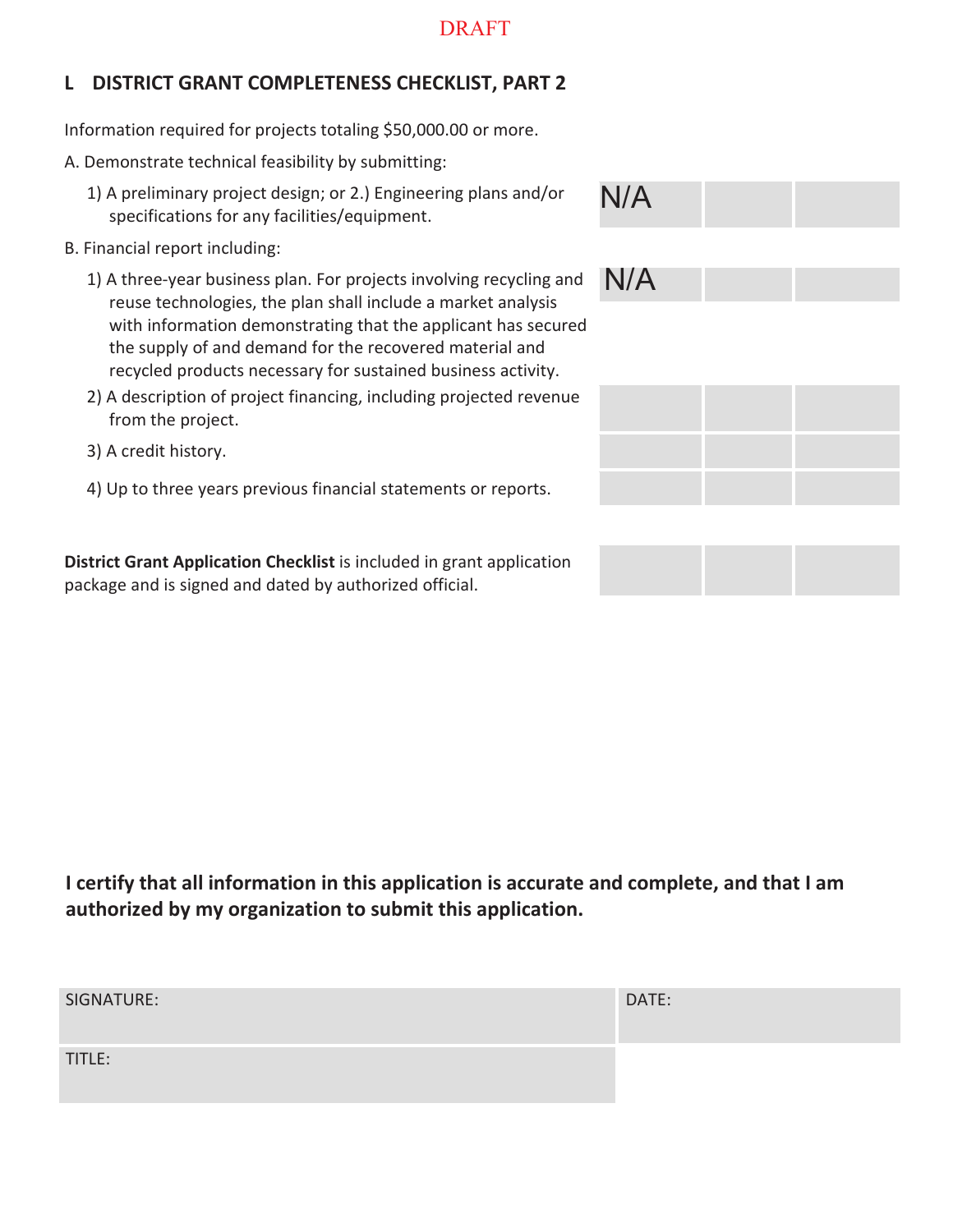DRAFT

## L DISTRICT GRANT COMPLETENESS CHECKLIST, PART 2

Information required for projects totaling $50,000.00 or more.

| | | | |
|---|---|---|---|
| A. Demonstrate technical feasibility by submitting: | | | |
| 1) A preliminary project design; or 2.) Engineering plans and/or specifications for any facilities/equipment. | N/A | | |
| B. Financial report including: | | | |
| 1) A three-year business plan. For projects involving recycling and reuse technologies, the plan shall include a market analysis with information demonstrating that the applicant has secured the supply of and demand for the recovered material and recycled products necessary for sustained business activity. | N/A | | |
| 2) A description of project financing, including projected revenue from the project. | | | |
| 3) A credit history. | | | |
| 4) Up to three years previous financial statements or reports. | | | |
| **District Grant Application Checklist** is included in grant application package and is signed and dated by authorized official. | | | |

**I certify that all information in this application is accurate and complete, and that I am authorized by my organization to submit this application.**

| | |
|---|---|
| SIGNATURE: | DATE: |
| TITLE: | |